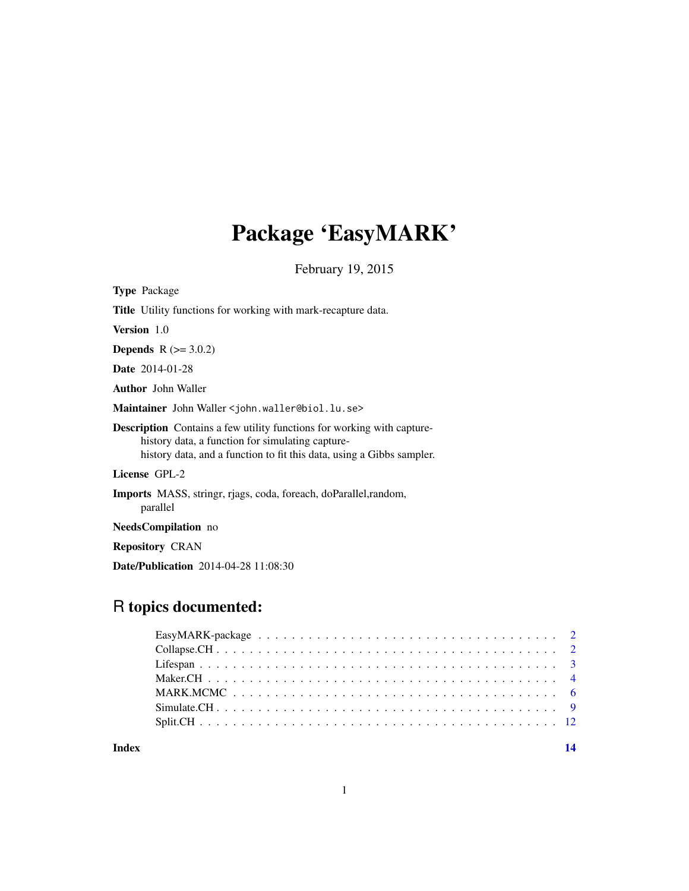# Package 'EasyMARK'

February 19, 2015

**Type** Package

**Title** Utility functions for working with mark-recapture data.

**Version** 1.0

**Depends** R (>= 3.0.2)

**Date** 2014-01-28

**Author** John Waller

**Maintainer** John Waller <john.waller@biol.lu.se>

**Description** Contains a few utility functions for working with capture-history data, a function for simulating capture-history data, and a function to fit this data, using a Gibbs sampler.

**License** GPL-2

**Imports** MASS, stringr, rjags, coda, foreach, doParallel,random, parallel

**NeedsCompilation** no

**Repository** CRAN

**Date/Publication** 2014-04-28 11:08:30

## R topics documented:

- EasyMARK-package . . . . . . . . . . . . . . . . . . . . . . . . . . . . . . . . . . . 2
- Collapse.CH . . . . . . . . . . . . . . . . . . . . . . . . . . . . . . . . . . . . . . 2
- Lifespan . . . . . . . . . . . . . . . . . . . . . . . . . . . . . . . . . . . . . . . . 3
- Maker.CH . . . . . . . . . . . . . . . . . . . . . . . . . . . . . . . . . . . . . . . 4
- MARK.MCMC . . . . . . . . . . . . . . . . . . . . . . . . . . . . . . . . . . . . . . 6
- Simulate.CH . . . . . . . . . . . . . . . . . . . . . . . . . . . . . . . . . . . . . . 9
- Split.CH . . . . . . . . . . . . . . . . . . . . . . . . . . . . . . . . . . . . . . . 12

**Index** 14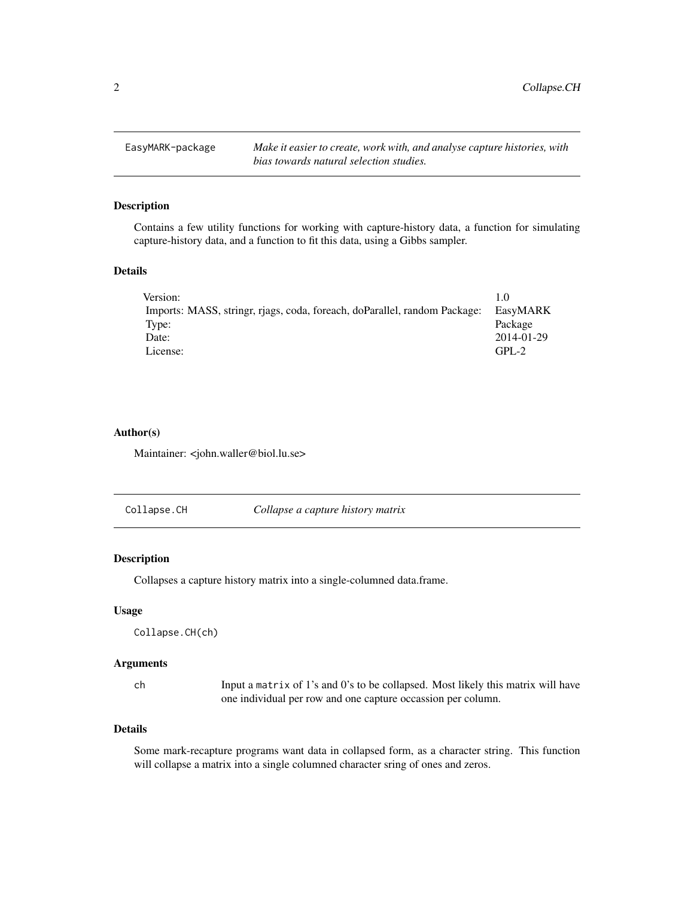# EasyMARK-package — *Make it easier to create, work with, and analyse capture histories, with bias towards natural selection studies.*

## Description

Contains a few utility functions for working with capture-history data, a function for simulating capture-history data, and a function to fit this data, using a Gibbs sampler.

## Details

| | |
|---|---|
| Version: | 1.0 |
| Imports: MASS, stringr, rjags, coda, foreach, doParallel, random Package: | EasyMARK |
| Type: | Package |
| Date: | 2014-01-29 |
| License: | GPL-2 |

## Author(s)

Maintainer: <john.waller@biol.lu.se>

# Collapse.CH — *Collapse a capture history matrix*

## Description

Collapses a capture history matrix into a single-columned data.frame.

## Usage

```
Collapse.CH(ch)
```

## Arguments

`ch` Input a `matrix` of 1's and 0's to be collapsed. Most likely this matrix will have one individual per row and one capture occassion per column.

## Details

Some mark-recapture programs want data in collapsed form, as a character string. This function will collapse a matrix into a single columned character sring of ones and zeros.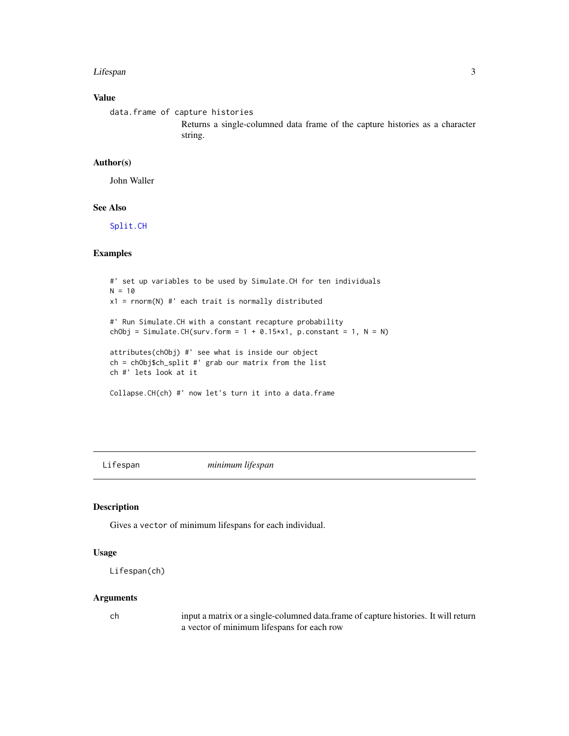### Value

`data.frame of capture histories`
: Returns a single-columned data frame of the capture histories as a character string.

### Author(s)

John Waller

### See Also

Split.CH

### Examples

```
#' set up variables to be used by Simulate.CH for ten individuals
N = 10
x1 = rnorm(N) #' each trait is normally distributed

#' Run Simulate.CH with a constant recapture probability
chObj = Simulate.CH(surv.form = 1 + 0.15*x1, p.constant = 1, N = N)

attributes(chObj) #' see what is inside our object
ch = chObj$ch_split #' grab our matrix from the list
ch #' lets look at it

Collapse.CH(ch) #' now let's turn it into a data.frame
```

---

## Lifespan — *minimum lifespan*

### Description

Gives a `vector` of minimum lifespans for each individual.

### Usage

```
Lifespan(ch)
```

### Arguments

`ch`
: input a matrix or a single-columned data.frame of capture histories. It will return a vector of minimum lifespans for each row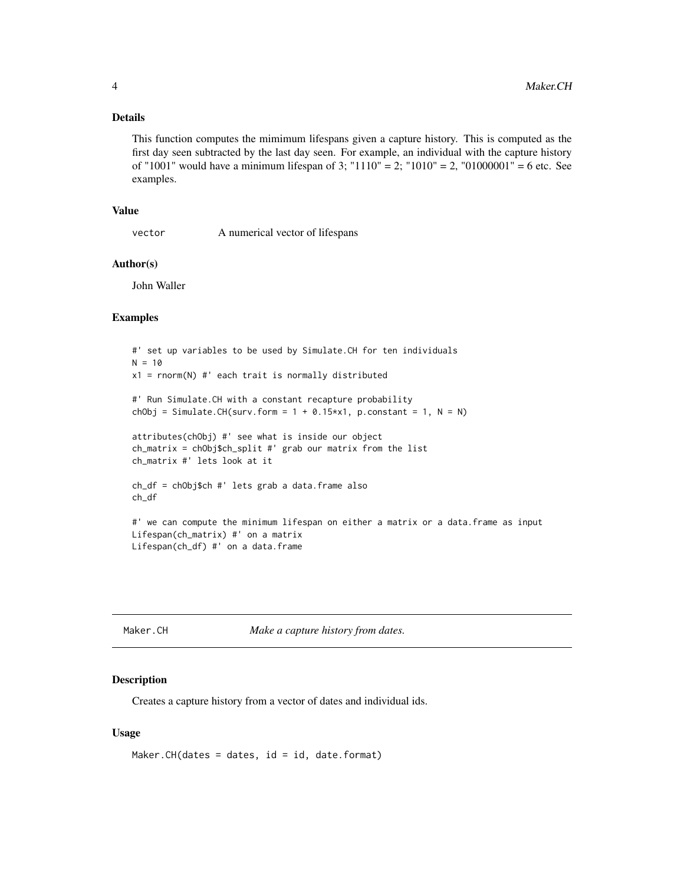### Details

This function computes the mimimum lifespans given a capture history. This is computed as the first day seen subtracted by the last day seen. For example, an individual with the capture history of "1001" would have a minimum lifespan of 3; "1110" = 2; "1010" = 2, "01000001" = 6 etc. See examples.

### Value

| | |
|---|---|
| `vector` | A numerical vector of lifespans |

### Author(s)

John Waller

### Examples

```
#' set up variables to be used by Simulate.CH for ten individuals
N = 10
x1 = rnorm(N) #' each trait is normally distributed

#' Run Simulate.CH with a constant recapture probability
chObj = Simulate.CH(surv.form = 1 + 0.15*x1, p.constant = 1, N = N)

attributes(chObj) #' see what is inside our object
ch_matrix = chObj$ch_split #' grab our matrix from the list
ch_matrix #' lets look at it

ch_df = chObj$ch #' lets grab a data.frame also
ch_df

#' we can compute the minimum lifespan on either a matrix or a data.frame as input
Lifespan(ch_matrix) #' on a matrix
Lifespan(ch_df) #' on a data.frame
```

---

## Maker.CH — *Make a capture history from dates.*

### Description

Creates a capture history from a vector of dates and individual ids.

### Usage

```
Maker.CH(dates = dates, id = id, date.format)
```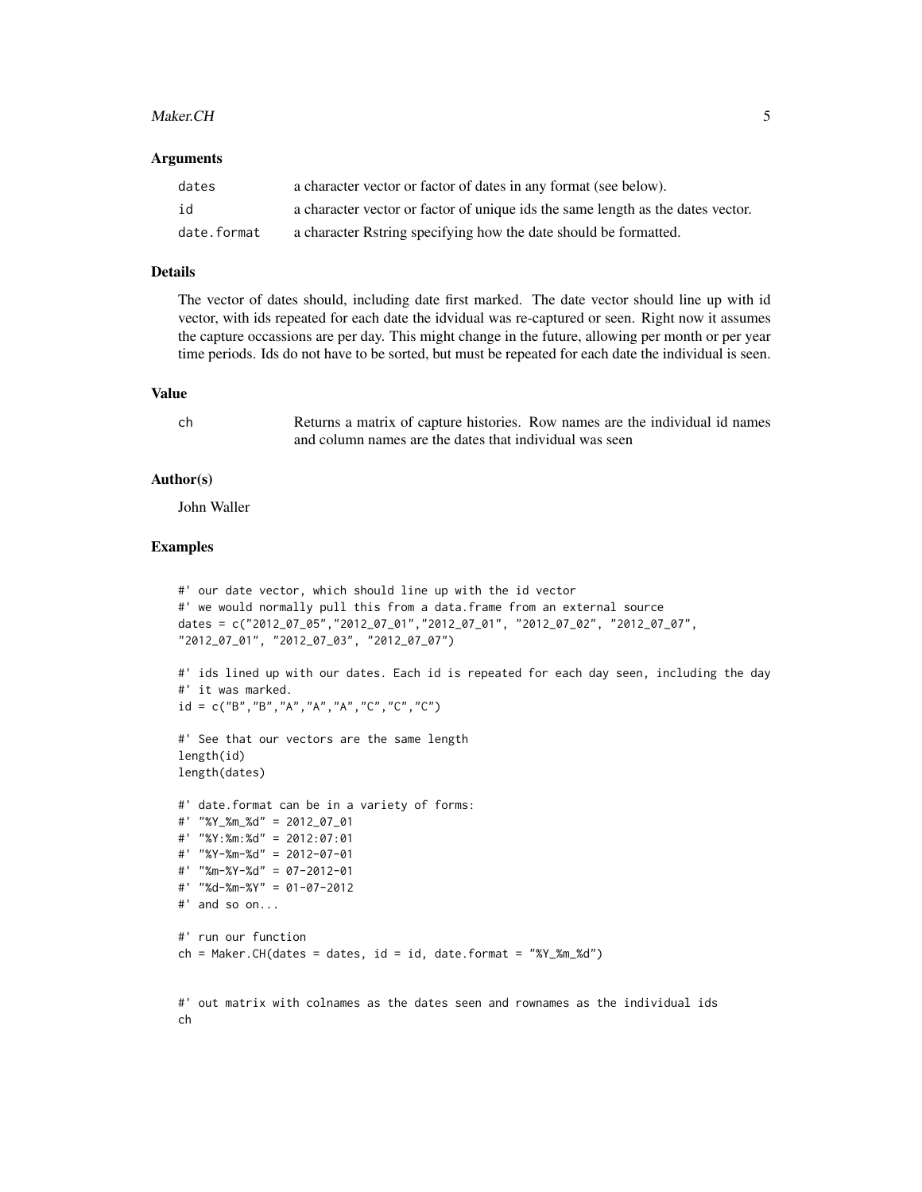### Arguments

| | |
|---|---|
| `dates` | a character vector or factor of dates in any format (see below). |
| `id` | a character vector or factor of unique ids the same length as the dates vector. |
| `date.format` | a character Rstring specifying how the date should be formatted. |

### Details

The vector of dates should, including date first marked. The date vector should line up with id vector, with ids repeated for each date the idvidual was re-captured or seen. Right now it assumes the capture occassions are per day. This might change in the future, allowing per month or per year time periods. Ids do not have to be sorted, but must be repeated for each date the individual is seen.

### Value

| | |
|---|---|
| `ch` | Returns a matrix of capture histories. Row names are the individual id names and column names are the dates that individual was seen |

### Author(s)

John Waller

### Examples

```
#' our date vector, which should line up with the id vector
#' we would normally pull this from a data.frame from an external source
dates = c("2012_07_05","2012_07_01","2012_07_01", "2012_07_02", "2012_07_07",
"2012_07_01", "2012_07_03", "2012_07_07")

#' ids lined up with our dates. Each id is repeated for each day seen, including the day
#' it was marked.
id = c("B","B","A","A","A","C","C","C")

#' See that our vectors are the same length
length(id)
length(dates)

#' date.format can be in a variety of forms:
#' "%Y_%m_%d" = 2012_07_01
#' "%Y:%m:%d" = 2012:07:01
#' "%Y-%m-%d" = 2012-07-01
#' "%m-%Y-%d" = 07-2012-01
#' "%d-%m-%Y" = 01-07-2012
#' and so on...

#' run our function
ch = Maker.CH(dates = dates, id = id, date.format = "%Y_%m_%d")


#' out matrix with colnames as the dates seen and rownames as the individual ids
ch
```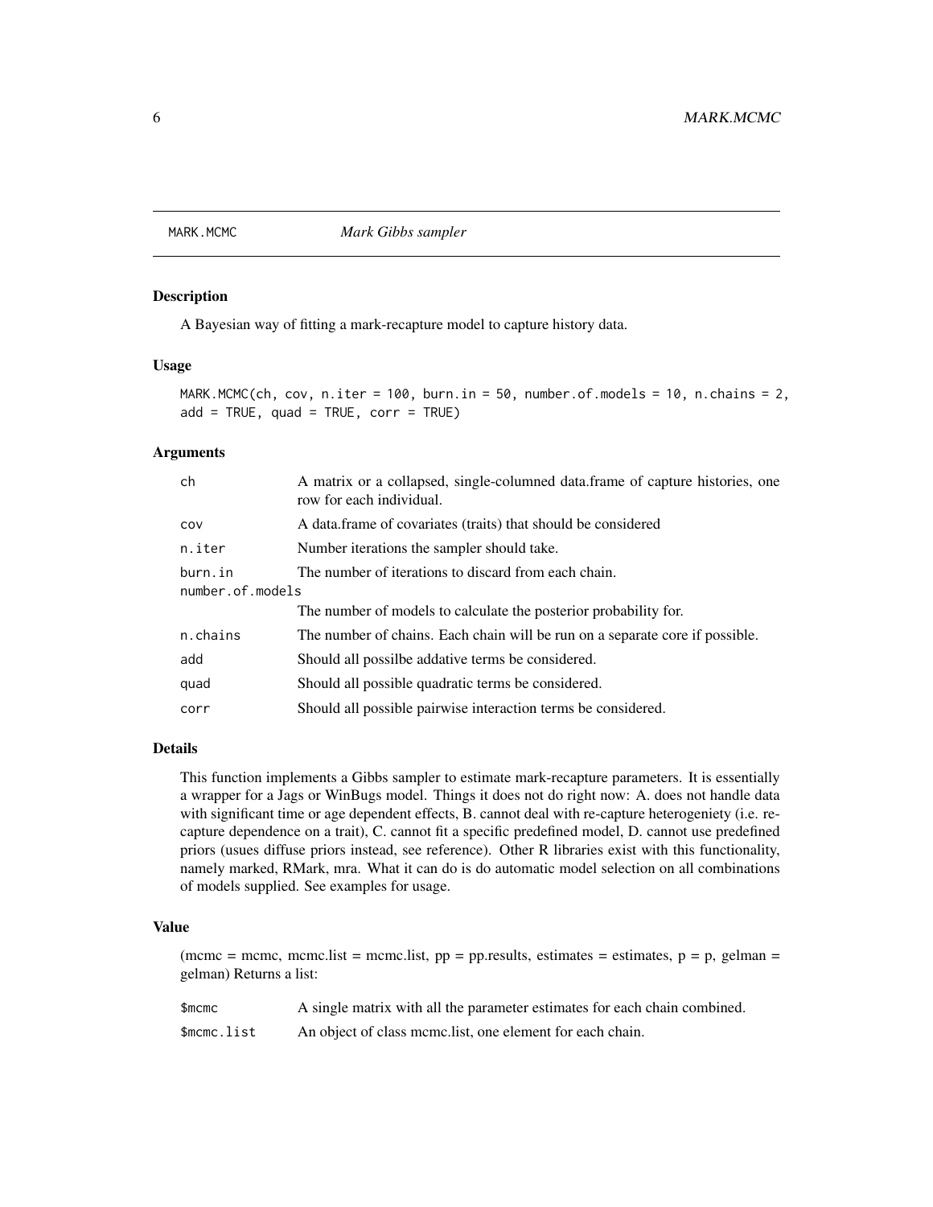## MARK.MCMC *Mark Gibbs sampler*

### Description

A Bayesian way of fitting a mark-recapture model to capture history data.

### Usage

```
MARK.MCMC(ch, cov, n.iter = 100, burn.in = 50, number.of.models = 10, n.chains = 2,
add = TRUE, quad = TRUE, corr = TRUE)
```

### Arguments

| | |
|---|---|
| ch | A matrix or a collapsed, single-columned data.frame of capture histories, one row for each individual. |
| cov | A data.frame of covariates (traits) that should be considered |
| n.iter | Number iterations the sampler should take. |
| burn.in | The number of iterations to discard from each chain. |
| number.of.models | The number of models to calculate the posterior probability for. |
| n.chains | The number of chains. Each chain will be run on a separate core if possible. |
| add | Should all possilbe addative terms be considered. |
| quad | Should all possible quadratic terms be considered. |
| corr | Should all possible pairwise interaction terms be considered. |

### Details

This function implements a Gibbs sampler to estimate mark-recapture parameters. It is essentially a wrapper for a Jags or WinBugs model. Things it does not do right now: A. does not handle data with significant time or age dependent effects, B. cannot deal with re-capture heterogeniety (i.e. recapture dependence on a trait), C. cannot fit a specific predefined model, D. cannot use predefined priors (usues diffuse priors instead, see reference). Other R libraries exist with this functionality, namely marked, RMark, mra. What it can do is do automatic model selection on all combinations of models supplied. See examples for usage.

### Value

(mcmc = mcmc, mcmc.list = mcmc.list, pp = pp.results, estimates = estimates, p = p, gelman = gelman) Returns a list:

| | |
|---|---|
| $mcmc | A single matrix with all the parameter estimates for each chain combined. |
| $mcmc.list | An object of class mcmc.list, one element for each chain. |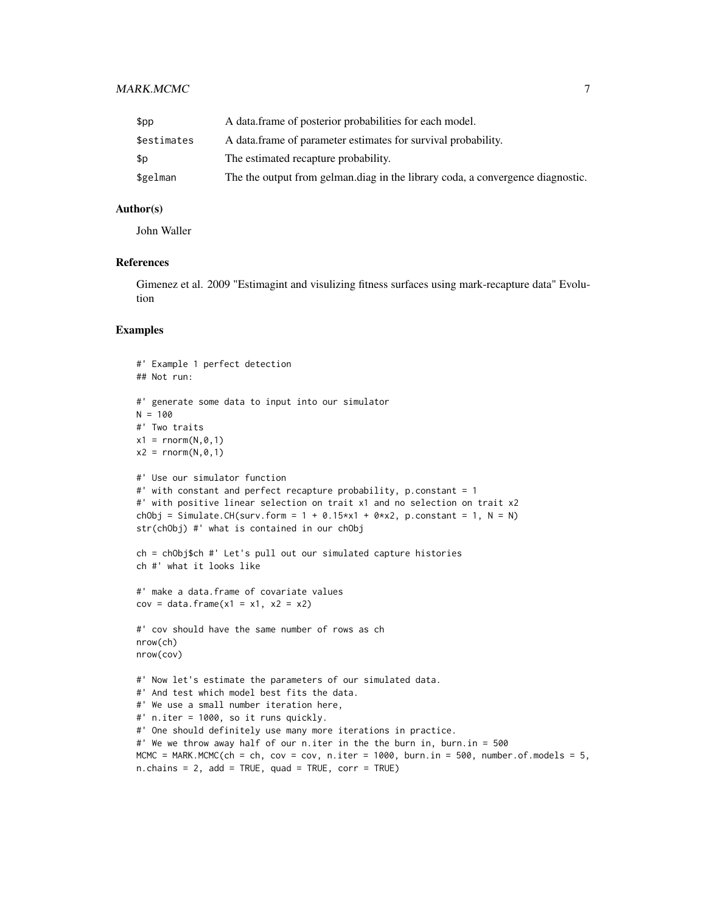| | |
|---|---|
| `$pp` | A data.frame of posterior probabilities for each model. |
| `$estimates` | A data.frame of parameter estimates for survival probability. |
| `$p` | The estimated recapture probability. |
| `$gelman` | The the output from gelman.diag in the library coda, a convergence diagnostic. |

### Author(s)

John Waller

### References

Gimenez et al. 2009 "Estimagint and visulizing fitness surfaces using mark-recapture data" Evolution

### Examples

```
#' Example 1 perfect detection
## Not run:

#' generate some data to input into our simulator
N = 100
#' Two traits
x1 = rnorm(N,0,1)
x2 = rnorm(N,0,1)

#' Use our simulator function
#' with constant and perfect recapture probability, p.constant = 1
#' with positive linear selection on trait x1 and no selection on trait x2
chObj = Simulate.CH(surv.form = 1 + 0.15*x1 + 0*x2, p.constant = 1, N = N)
str(chObj) #' what is contained in our chObj

ch = chObj$ch #' Let's pull out our simulated capture histories
ch #' what it looks like

#' make a data.frame of covariate values
cov = data.frame(x1 = x1, x2 = x2)

#' cov should have the same number of rows as ch
nrow(ch)
nrow(cov)

#' Now let's estimate the parameters of our simulated data.
#' And test which model best fits the data.
#' We use a small number iteration here,
#' n.iter = 1000, so it runs quickly.
#' One should definitely use many more iterations in practice.
#' We we throw away half of our n.iter in the the burn in, burn.in = 500
MCMC = MARK.MCMC(ch = ch, cov = cov, n.iter = 1000, burn.in = 500, number.of.models = 5,
n.chains = 2, add = TRUE, quad = TRUE, corr = TRUE)
```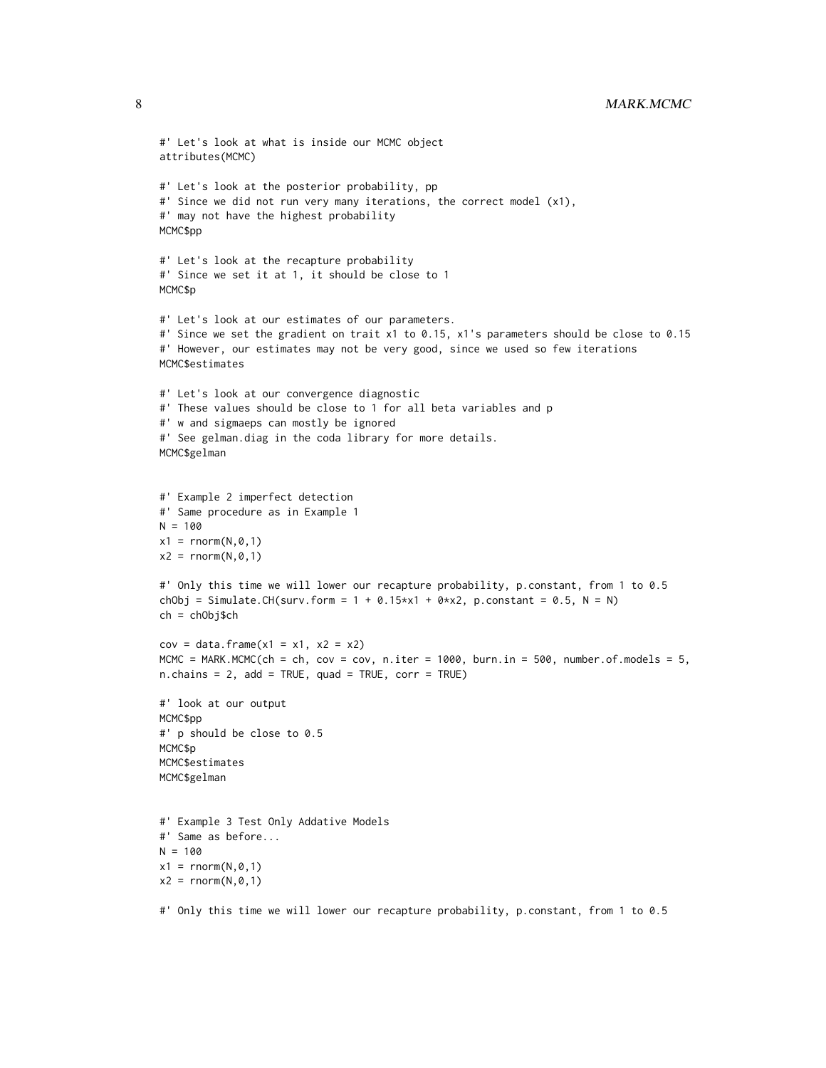```
#' Let's look at what is inside our MCMC object
attributes(MCMC)

#' Let's look at the posterior probability, pp
#' Since we did not run very many iterations, the correct model (x1),
#' may not have the highest probability
MCMC$pp

#' Let's look at the recapture probability
#' Since we set it at 1, it should be close to 1
MCMC$p

#' Let's look at our estimates of our parameters.
#' Since we set the gradient on trait x1 to 0.15, x1's parameters should be close to 0.15
#' However, our estimates may not be very good, since we used so few iterations
MCMC$estimates

#' Let's look at our convergence diagnostic
#' These values should be close to 1 for all beta variables and p
#' w and sigmaeps can mostly be ignored
#' See gelman.diag in the coda library for more details.
MCMC$gelman


#' Example 2 imperfect detection
#' Same procedure as in Example 1
N = 100
x1 = rnorm(N,0,1)
x2 = rnorm(N,0,1)

#' Only this time we will lower our recapture probability, p.constant, from 1 to 0.5
chObj = Simulate.CH(surv.form = 1 + 0.15*x1 + 0*x2, p.constant = 0.5, N = N)
ch = chObj$ch

cov = data.frame(x1 = x1, x2 = x2)
MCMC = MARK.MCMC(ch = ch, cov = cov, n.iter = 1000, burn.in = 500, number.of.models = 5,
n.chains = 2, add = TRUE, quad = TRUE, corr = TRUE)

#' look at our output
MCMC$pp
#' p should be close to 0.5
MCMC$p
MCMC$estimates
MCMC$gelman


#' Example 3 Test Only Addative Models
#' Same as before...
N = 100
x1 = rnorm(N,0,1)
x2 = rnorm(N,0,1)

#' Only this time we will lower our recapture probability, p.constant, from 1 to 0.5
```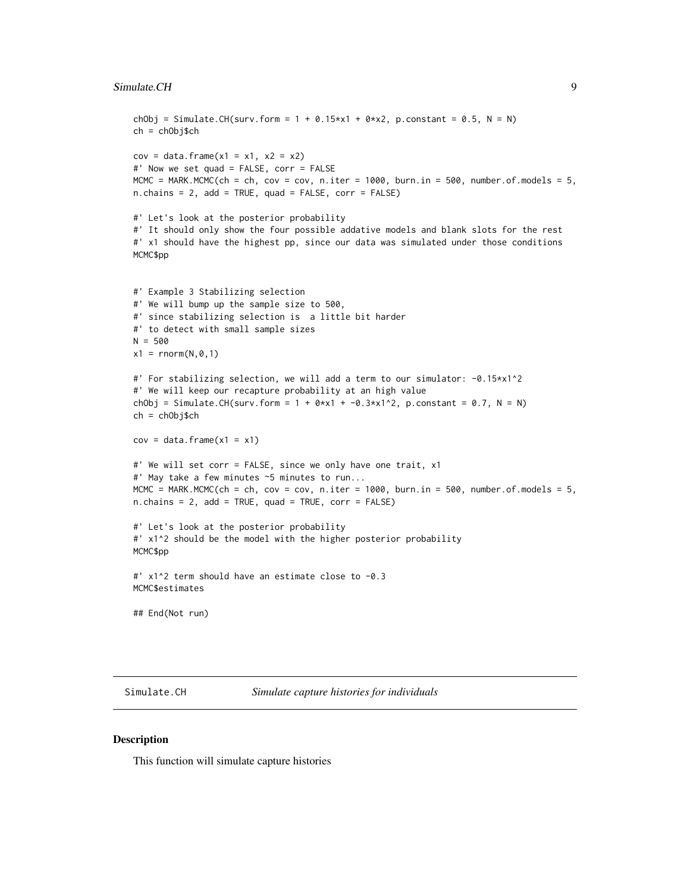```
chObj = Simulate.CH(surv.form = 1 + 0.15*x1 + 0*x2, p.constant = 0.5, N = N)
ch = chObj$ch

cov = data.frame(x1 = x1, x2 = x2)
#' Now we set quad = FALSE, corr = FALSE
MCMC = MARK.MCMC(ch = ch, cov = cov, n.iter = 1000, burn.in = 500, number.of.models = 5,
n.chains = 2, add = TRUE, quad = FALSE, corr = FALSE)

#' Let's look at the posterior probability
#' It should only show the four possible addative models and blank slots for the rest
#' x1 should have the highest pp, since our data was simulated under those conditions
MCMC$pp


#' Example 3 Stabilizing selection
#' We will bump up the sample size to 500,
#' since stabilizing selection is  a little bit harder
#' to detect with small sample sizes
N = 500
x1 = rnorm(N,0,1)

#' For stabilizing selection, we will add a term to our simulator: -0.15*x1^2
#' We will keep our recapture probability at an high value
chObj = Simulate.CH(surv.form = 1 + 0*x1 + -0.3*x1^2, p.constant = 0.7, N = N)
ch = chObj$ch

cov = data.frame(x1 = x1)

#' We will set corr = FALSE, since we only have one trait, x1
#' May take a few minutes ~5 minutes to run...
MCMC = MARK.MCMC(ch = ch, cov = cov, n.iter = 1000, burn.in = 500, number.of.models = 5,
n.chains = 2, add = TRUE, quad = TRUE, corr = FALSE)

#' Let's look at the posterior probability
#' x1^2 should be the model with the higher posterior probability
MCMC$pp

#' x1^2 term should have an estimate close to -0.3
MCMC$estimates

## End(Not run)
```

---

`Simulate.CH` *Simulate capture histories for individuals*

---

## Description

This function will simulate capture histories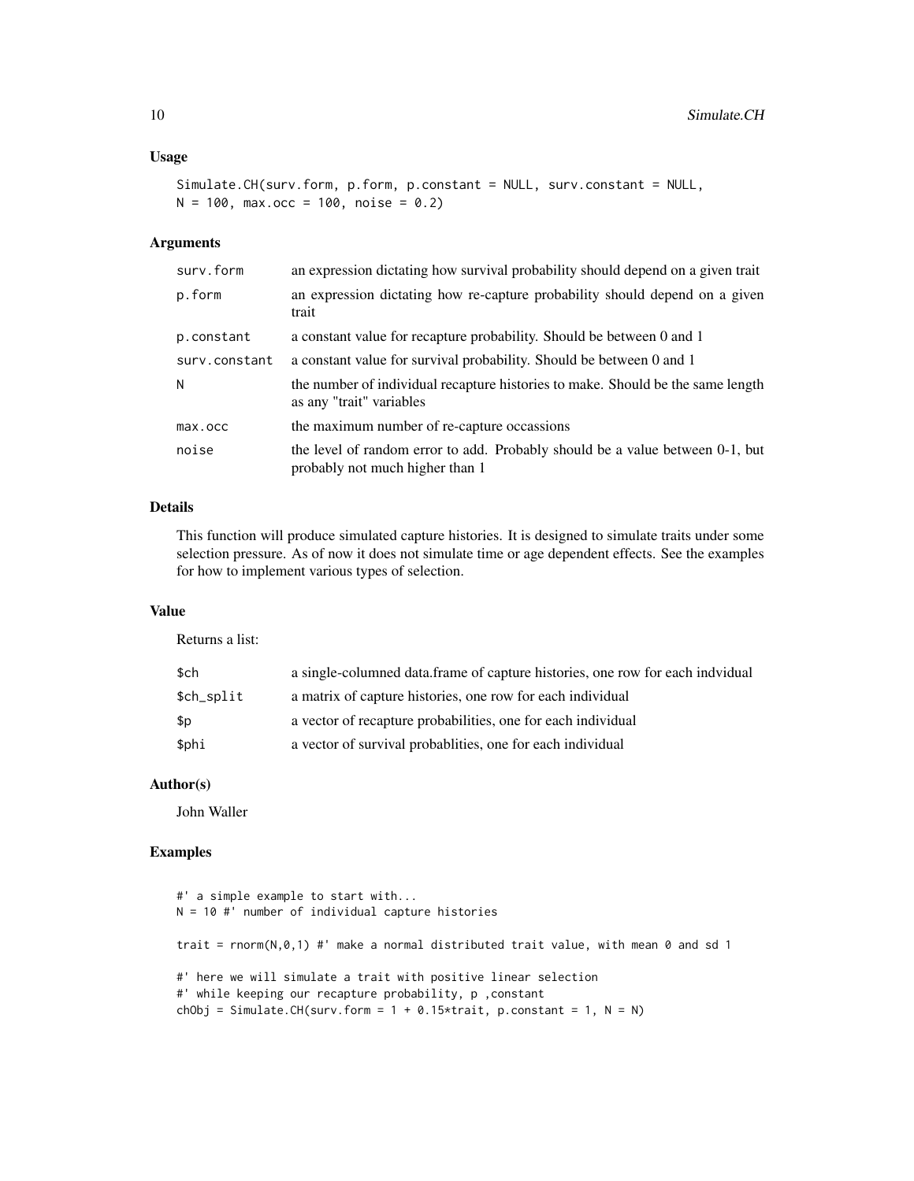## Usage

```
Simulate.CH(surv.form, p.form, p.constant = NULL, surv.constant = NULL,
N = 100, max.occ = 100, noise = 0.2)
```

## Arguments

| | |
|---|---|
| surv.form | an expression dictating how survival probability should depend on a given trait |
| p.form | an expression dictating how re-capture probability should depend on a given trait |
| p.constant | a constant value for recapture probability. Should be between 0 and 1 |
| surv.constant | a constant value for survival probability. Should be between 0 and 1 |
| N | the number of individual recapture histories to make. Should be the same length as any "trait" variables |
| max.occ | the maximum number of re-capture occassions |
| noise | the level of random error to add. Probably should be a value between 0-1, but probably not much higher than 1 |

## Details

This function will produce simulated capture histories. It is designed to simulate traits under some selection pressure. As of now it does not simulate time or age dependent effects. See the examples for how to implement various types of selection.

## Value

Returns a list:

| | |
|---|---|
| $ch | a single-columned data.frame of capture histories, one row for each indvidual |
| $ch_split | a matrix of capture histories, one row for each individual |
| $p | a vector of recapture probabilities, one for each individual |
| $phi | a vector of survival probablities, one for each individual |

## Author(s)

John Waller

## Examples

```
#' a simple example to start with...
N = 10 #' number of individual capture histories

trait = rnorm(N,0,1) #' make a normal distributed trait value, with mean 0 and sd 1

#' here we will simulate a trait with positive linear selection
#' while keeping our recapture probability, p ,constant
chObj = Simulate.CH(surv.form = 1 + 0.15*trait, p.constant = 1, N = N)
```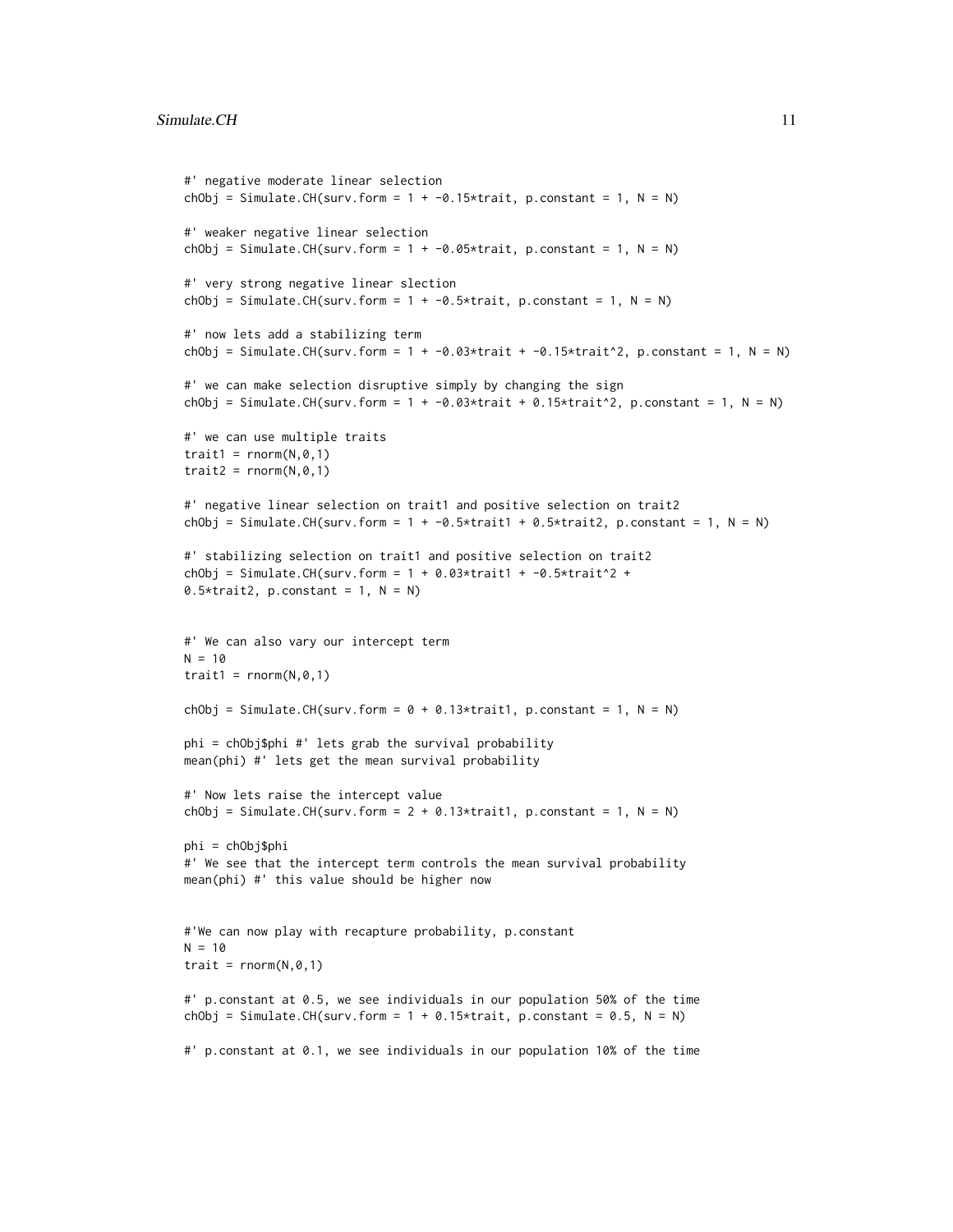```
#' negative moderate linear selection
chObj = Simulate.CH(surv.form = 1 + -0.15*trait, p.constant = 1, N = N)

#' weaker negative linear selection
chObj = Simulate.CH(surv.form = 1 + -0.05*trait, p.constant = 1, N = N)

#' very strong negative linear slection
chObj = Simulate.CH(surv.form = 1 + -0.5*trait, p.constant = 1, N = N)

#' now lets add a stabilizing term
chObj = Simulate.CH(surv.form = 1 + -0.03*trait + -0.15*trait^2, p.constant = 1, N = N)

#' we can make selection disruptive simply by changing the sign
chObj = Simulate.CH(surv.form = 1 + -0.03*trait + 0.15*trait^2, p.constant = 1, N = N)

#' we can use multiple traits
trait1 = rnorm(N,0,1)
trait2 = rnorm(N,0,1)

#' negative linear selection on trait1 and positive selection on trait2
chObj = Simulate.CH(surv.form = 1 + -0.5*trait1 + 0.5*trait2, p.constant = 1, N = N)

#' stabilizing selection on trait1 and positive selection on trait2
chObj = Simulate.CH(surv.form = 1 + 0.03*trait1 + -0.5*trait^2 +
0.5*trait2, p.constant = 1, N = N)


#' We can also vary our intercept term
N = 10
trait1 = rnorm(N,0,1)

chObj = Simulate.CH(surv.form = 0 + 0.13*trait1, p.constant = 1, N = N)

phi = chObj$phi #' lets grab the survival probability
mean(phi) #' lets get the mean survival probability

#' Now lets raise the intercept value
chObj = Simulate.CH(surv.form = 2 + 0.13*trait1, p.constant = 1, N = N)

phi = chObj$phi
#' We see that the intercept term controls the mean survival probability
mean(phi) #' this value should be higher now


#'We can now play with recapture probability, p.constant
N = 10
trait = rnorm(N,0,1)

#' p.constant at 0.5, we see individuals in our population 50% of the time
chObj = Simulate.CH(surv.form = 1 + 0.15*trait, p.constant = 0.5, N = N)

#' p.constant at 0.1, we see individuals in our population 10% of the time
```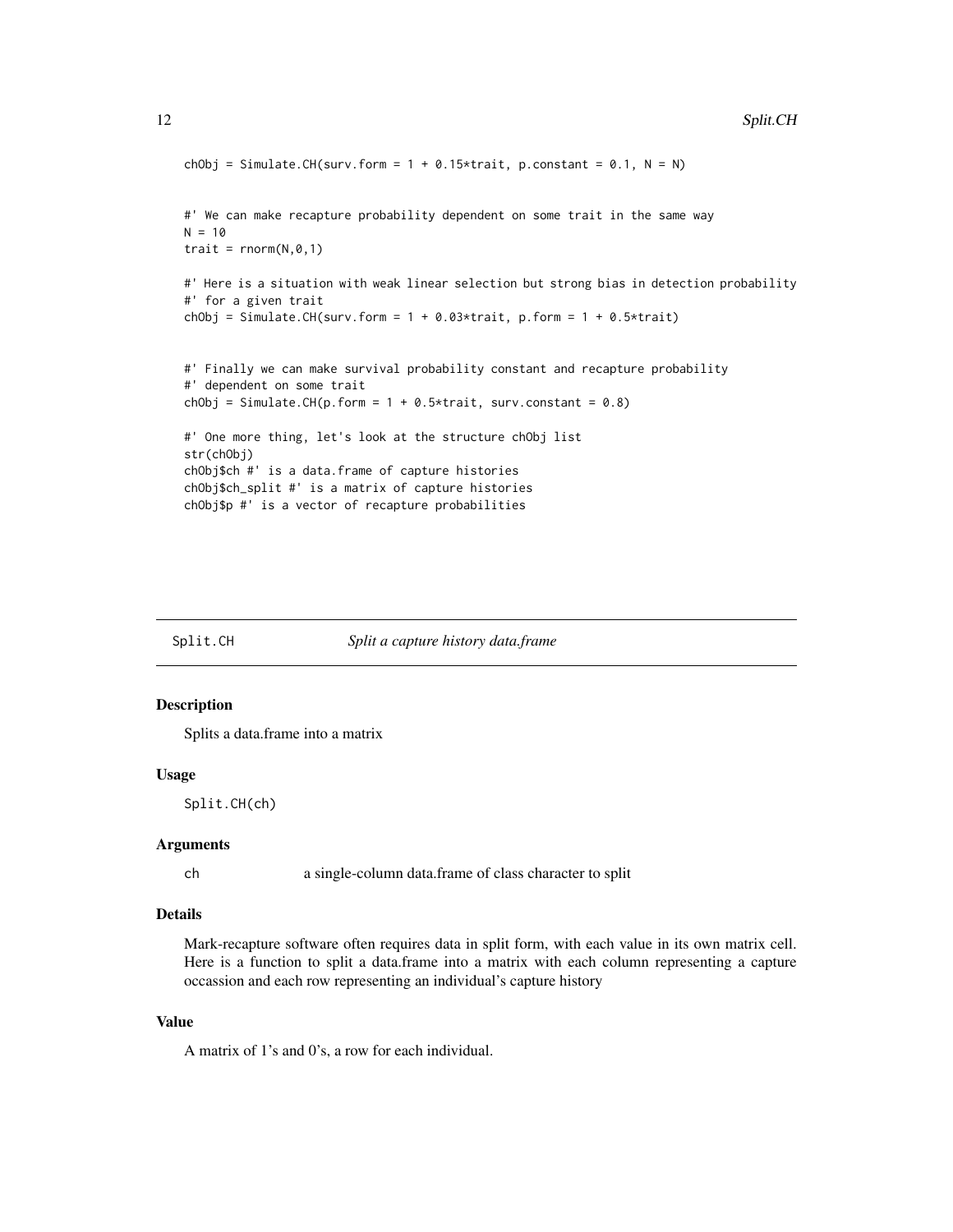```
chObj = Simulate.CH(surv.form = 1 + 0.15*trait, p.constant = 0.1, N = N)


#' We can make recapture probability dependent on some trait in the same way
N = 10
trait = rnorm(N,0,1)

#' Here is a situation with weak linear selection but strong bias in detection probability
#' for a given trait
chObj = Simulate.CH(surv.form = 1 + 0.03*trait, p.form = 1 + 0.5*trait)


#' Finally we can make survival probability constant and recapture probability
#' dependent on some trait
chObj = Simulate.CH(p.form = 1 + 0.5*trait, surv.constant = 0.8)

#' One more thing, let's look at the structure chObj list
str(chObj)
chObj$ch #' is a data.frame of capture histories
chObj$ch_split #' is a matrix of capture histories
chObj$p #' is a vector of recapture probabilities
```

---

## Split.CH *Split a capture history data.frame*

### Description

Splits a data.frame into a matrix

### Usage

```
Split.CH(ch)
```

### Arguments

| | |
|---|---|
| `ch` | a single-column data.frame of class character to split |

### Details

Mark-recapture software often requires data in split form, with each value in its own matrix cell. Here is a function to split a data.frame into a matrix with each column representing a capture occassion and each row representing an individual's capture history

### Value

A matrix of 1's and 0's, a row for each individual.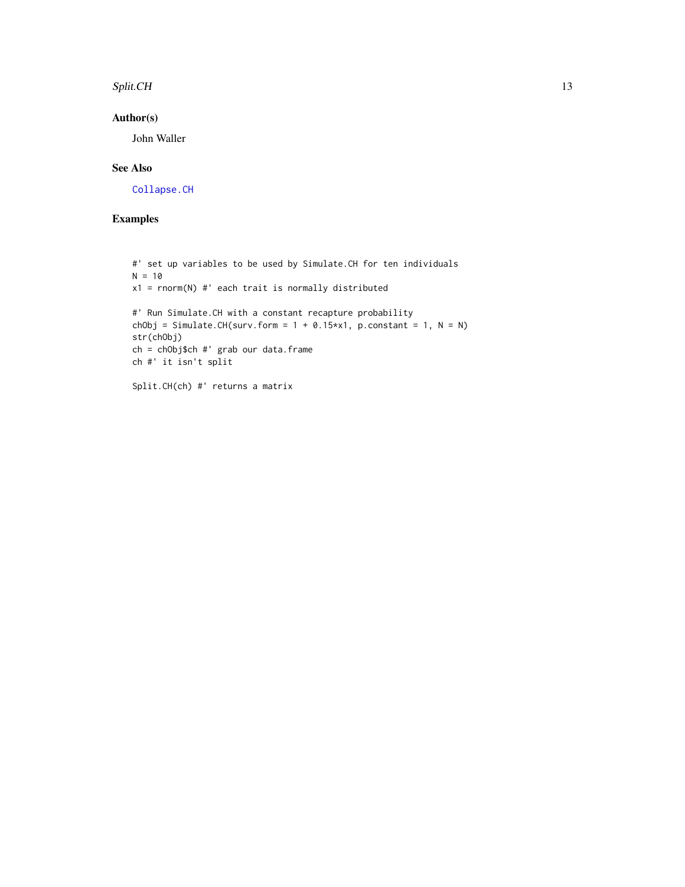## Author(s)

John Waller

## See Also

Collapse.CH

## Examples

```
#' set up variables to be used by Simulate.CH for ten individuals
N = 10
x1 = rnorm(N) #' each trait is normally distributed

#' Run Simulate.CH with a constant recapture probability
chObj = Simulate.CH(surv.form = 1 + 0.15*x1, p.constant = 1, N = N)
str(chObj)
ch = chObj$ch #' grab our data.frame
ch #' it isn't split

Split.CH(ch) #' returns a matrix
```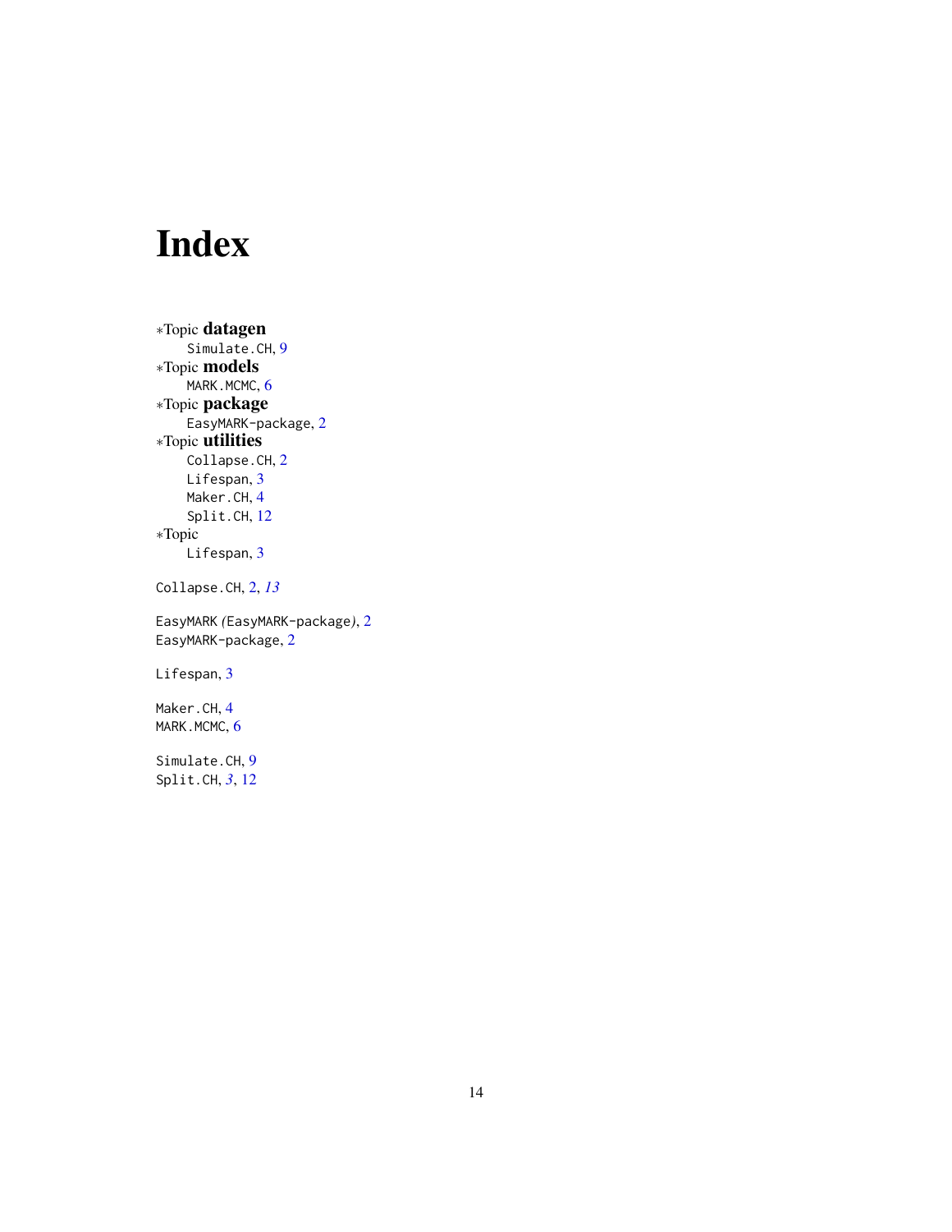# Index

*Topic **datagen**
  Simulate.CH, 9
*Topic **models**
  MARK.MCMC, 6
*Topic **package**
  EasyMARK-package, 2
*Topic **utilities**
  Collapse.CH, 2
  Lifespan, 3
  Maker.CH, 4
  Split.CH, 12
*Topic
  Lifespan, 3

Collapse.CH, 2, *13*

EasyMARK *(*EasyMARK-package*)*, 2
EasyMARK-package, 2

Lifespan, 3

Maker.CH, 4
MARK.MCMC, 6

Simulate.CH, 9
Split.CH, *3*, 12